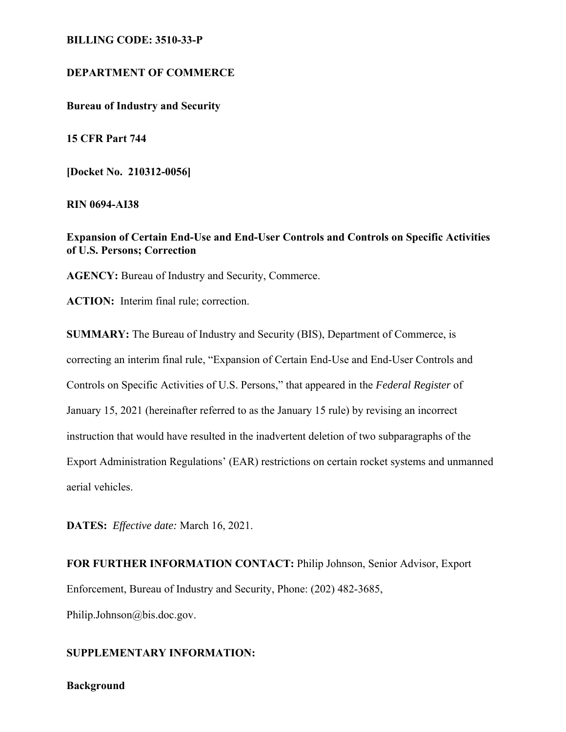**BILLING CODE: 3510-33-P**

**DEPARTMENT OF COMMERCE**

**Bureau of Industry and Security**

**15 CFR Part 744**

**[Docket No. 210312-0056]**

**RIN 0694-AI38**

**Expansion of Certain End-Use and End-User Controls and Controls on Specific Activities of U.S. Persons; Correction**

**AGENCY:** Bureau of Industry and Security, Commerce.

**ACTION:** Interim final rule; correction.

**SUMMARY:** The Bureau of Industry and Security (BIS), Department of Commerce, is correcting an interim final rule, "Expansion of Certain End-Use and End-User Controls and Controls on Specific Activities of U.S. Persons," that appeared in the *Federal Register* of January 15, 2021 (hereinafter referred to as the January 15 rule) by revising an incorrect instruction that would have resulted in the inadvertent deletion of two subparagraphs of the Export Administration Regulations' (EAR) restrictions on certain rocket systems and unmanned aerial vehicles.

**DATES:** *Effective date:* March 16, 2021.

**FOR FURTHER INFORMATION CONTACT:** Philip Johnson, Senior Advisor, Export Enforcement, Bureau of Industry and Security, Phone: (202) 482-3685, Philip.Johnson@bis.doc.gov.

**SUPPLEMENTARY INFORMATION:**

**Background**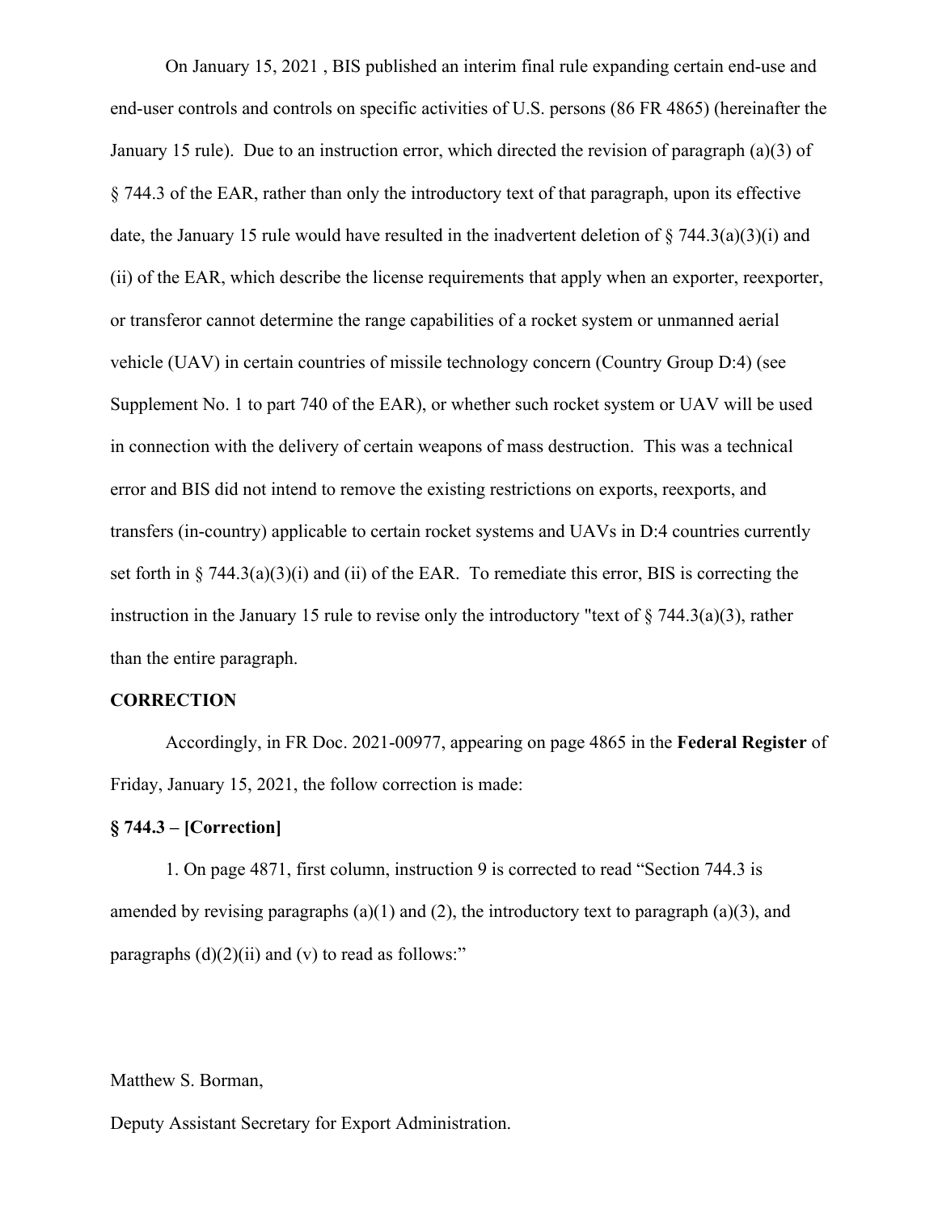On January 15, 2021 , BIS published an interim final rule expanding certain end-use and end-user controls and controls on specific activities of U.S. persons (86 FR 4865) (hereinafter the January 15 rule). Due to an instruction error, which directed the revision of paragraph (a)(3) of § 744.3 of the EAR, rather than only the introductory text of that paragraph, upon its effective date, the January 15 rule would have resulted in the inadvertent deletion of § 744.3(a)(3)(i) and (ii) of the EAR, which describe the license requirements that apply when an exporter, reexporter, or transferor cannot determine the range capabilities of a rocket system or unmanned aerial vehicle (UAV) in certain countries of missile technology concern (Country Group D:4) (see Supplement No. 1 to part 740 of the EAR), or whether such rocket system or UAV will be used in connection with the delivery of certain weapons of mass destruction. This was a technical error and BIS did not intend to remove the existing restrictions on exports, reexports, and transfers (in-country) applicable to certain rocket systems and UAVs in D:4 countries currently set forth in § 744.3(a)(3)(i) and (ii) of the EAR. To remediate this error, BIS is correcting the instruction in the January 15 rule to revise only the introductory "text of § 744.3(a)(3), rather than the entire paragraph.

**CORRECTION**

Accordingly, in FR Doc. 2021-00977, appearing on page 4865 in the **Federal Register** of Friday, January 15, 2021, the follow correction is made:

**§ 744.3 – [Correction]**

1. On page 4871, first column, instruction 9 is corrected to read "Section 744.3 is amended by revising paragraphs (a)(1) and (2), the introductory text to paragraph (a)(3), and paragraphs (d)(2)(ii) and (v) to read as follows:"

Matthew S. Borman,

Deputy Assistant Secretary for Export Administration.